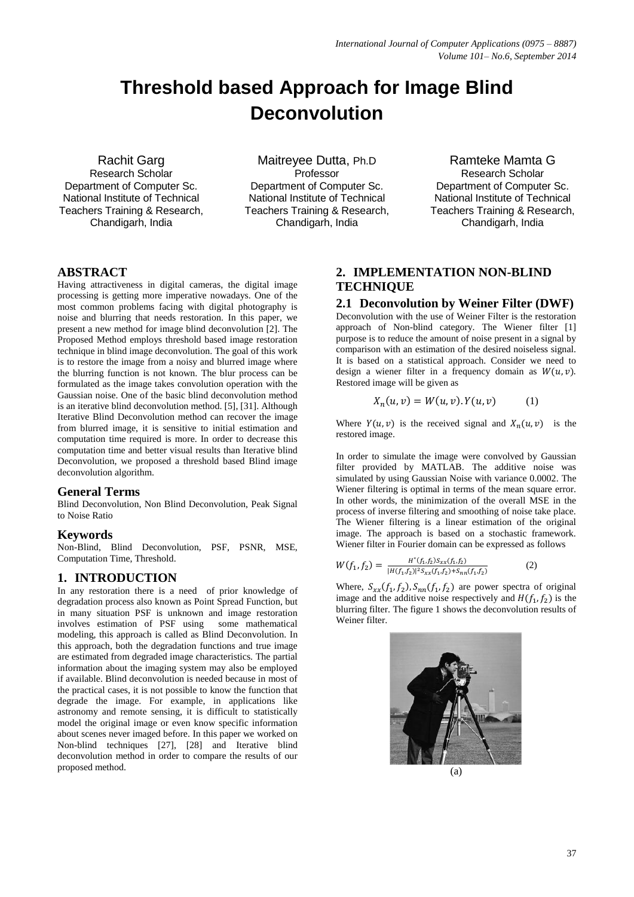# Threshold based Approach for Image Blind Deconvolution

Rachit Garg
Research Scholar
Department of Computer Sc.
National Institute of Technical Teachers Training & Research, Chandigarh, India

Maitreyee Dutta, Ph.D
Professor
Department of Computer Sc.
National Institute of Technical Teachers Training & Research, Chandigarh, India

Ramteke Mamta G
Research Scholar
Department of Computer Sc.
National Institute of Technical Teachers Training & Research, Chandigarh, India

## ABSTRACT

Having attractiveness in digital cameras, the digital image processing is getting more imperative nowadays. One of the most common problems facing with digital photography is noise and blurring that needs restoration. In this paper, we present a new method for image blind deconvolution [2]. The Proposed Method employs threshold based image restoration technique in blind image deconvolution. The goal of this work is to restore the image from a noisy and blurred image where the blurring function is not known. The blur process can be formulated as the image takes convolution operation with the Gaussian noise. One of the basic blind deconvolution method is an iterative blind deconvolution method. [5], [31]. Although Iterative Blind Deconvolution method can recover the image from blurred image, it is sensitive to initial estimation and computation time required is more. In order to decrease this computation time and better visual results than Iterative blind Deconvolution, we proposed a threshold based Blind image deconvolution algorithm.

### General Terms

Blind Deconvolution, Non Blind Deconvolution, Peak Signal to Noise Ratio

### Keywords

Non-Blind, Blind Deconvolution, PSF, PSNR, MSE, Computation Time, Threshold.

## 1. INTRODUCTION

In any restoration there is a need of prior knowledge of degradation process also known as Point Spread Function, but in many situation PSF is unknown and image restoration involves estimation of PSF using some mathematical modeling, this approach is called as Blind Deconvolution. In this approach, both the degradation functions and true image are estimated from degraded image characteristics. The partial information about the imaging system may also be employed if available. Blind deconvolution is needed because in most of the practical cases, it is not possible to know the function that degrade the image. For example, in applications like astronomy and remote sensing, it is difficult to statistically model the original image or even know specific information about scenes never imaged before. In this paper we worked on Non-blind techniques [27], [28] and Iterative blind deconvolution method in order to compare the results of our proposed method.

## 2. IMPLEMENTATION NON-BLIND TECHNIQUE

### 2.1 Deconvolution by Weiner Filter (DWF)

Deconvolution with the use of Weiner Filter is the restoration approach of Non-blind category. The Wiener filter [1] purpose is to reduce the amount of noise present in a signal by comparison with an estimation of the desired noiseless signal. It is based on a statistical approach. Consider we need to design a wiener filter in a frequency domain as $W(u, v)$. Restored image will be given as

$$X_n(u, v) = W(u, v).Y(u, v) \qquad (1)$$

Where $Y(u, v)$ is the received signal and $X_n(u, v)$ is the restored image.

In order to simulate the image were convolved by Gaussian filter provided by MATLAB. The additive noise was simulated by using Gaussian Noise with variance 0.0002. The Wiener filtering is optimal in terms of the mean square error. In other words, the minimization of the overall MSE in the process of inverse filtering and smoothing of noise take place. The Wiener filtering is a linear estimation of the original image. The approach is based on a stochastic framework. Wiener filter in Fourier domain can be expressed as follows

$$W(f_1, f_2) = \frac{H^*(f_1, f_2) S_{xx}(f_1, f_2)}{|H(f_1, f_2)|^2 S_{xx}(f_1, f_2) + S_{nn}(f_1, f_2)} \qquad (2)$$

Where, $S_{xx}(f_1, f_2), S_{nn}(f_1, f_2)$ are power spectra of original image and the additive noise respectively and $H(f_1, f_2)$ is the blurring filter. The figure 1 shows the deconvolution results of Weiner filter.

(a)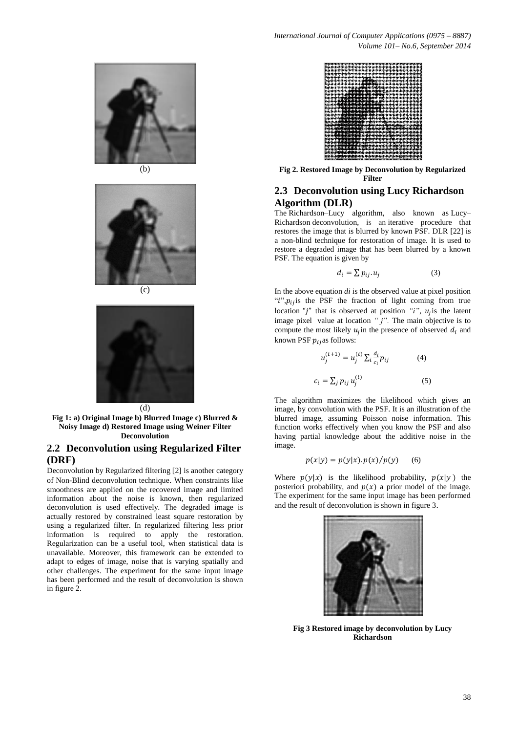(b)

(c)

(d)

**Fig 1: a) Original Image b) Blurred Image c) Blurred & Noisy Image d) Restored Image using Weiner Filter Deconvolution**

## 2.2 Deconvolution using Regularized Filter (DRF)

Deconvolution by Regularized filtering [2] is another category of Non-Blind deconvolution technique. When constraints like smoothness are applied on the recovered image and limited information about the noise is known, then regularized deconvolution is used effectively. The degraded image is actually restored by constrained least square restoration by using a regularized filter. In regularized filtering less prior information is required to apply the restoration. Regularization can be a useful tool, when statistical data is unavailable. Moreover, this framework can be extended to adapt to edges of image, noise that is varying spatially and other challenges. The experiment for the same input image has been performed and the result of deconvolution is shown in figure 2.

**Fig 2. Restored Image by Deconvolution by Regularized Filter**

## 2.3 Deconvolution using Lucy Richardson Algorithm (DLR)

The Richardson–Lucy algorithm, also known as Lucy–Richardson deconvolution, is an iterative procedure that restores the image that is blurred by known PSF. DLR [22] is a non-blind technique for restoration of image. It is used to restore a degraded image that has been blurred by a known PSF. The equation is given by

$$d_i = \sum p_{ij} . u_j \quad (3)$$

In the above equation *di* is the observed value at pixel position "$i$", $p_{ij}$ is the PSF the fraction of light coming from true location "$j$" that is observed at position *"i"*, $u_j$ is the latent image pixel value at location *" j"*. The main objective is to compute the most likely $u_j$ in the presence of observed $d_i$ and known PSF $p_{ij}$ as follows:

$$u_j^{(t+1)} = u_j^{(t)} \sum_i \frac{d_i}{c_i} p_{ij} \quad (4)$$

$$c_i = \sum_j p_{ij} \, u_j^{(t)} \quad (5)$$

The algorithm maximizes the likelihood which gives an image, by convolution with the PSF. It is an illustration of the blurred image, assuming Poisson noise information. This function works effectively when you know the PSF and also having partial knowledge about the additive noise in the image.

$$p(x|y) = p(y|x).p(x)/p(y) \quad (6)$$

Where $p(y|x)$ is the likelihood probability, $p(x|y)$ the posteriori probability, and $p(x)$ a prior model of the image. The experiment for the same input image has been performed and the result of deconvolution is shown in figure 3.

**Fig 3 Restored image by deconvolution by Lucy Richardson**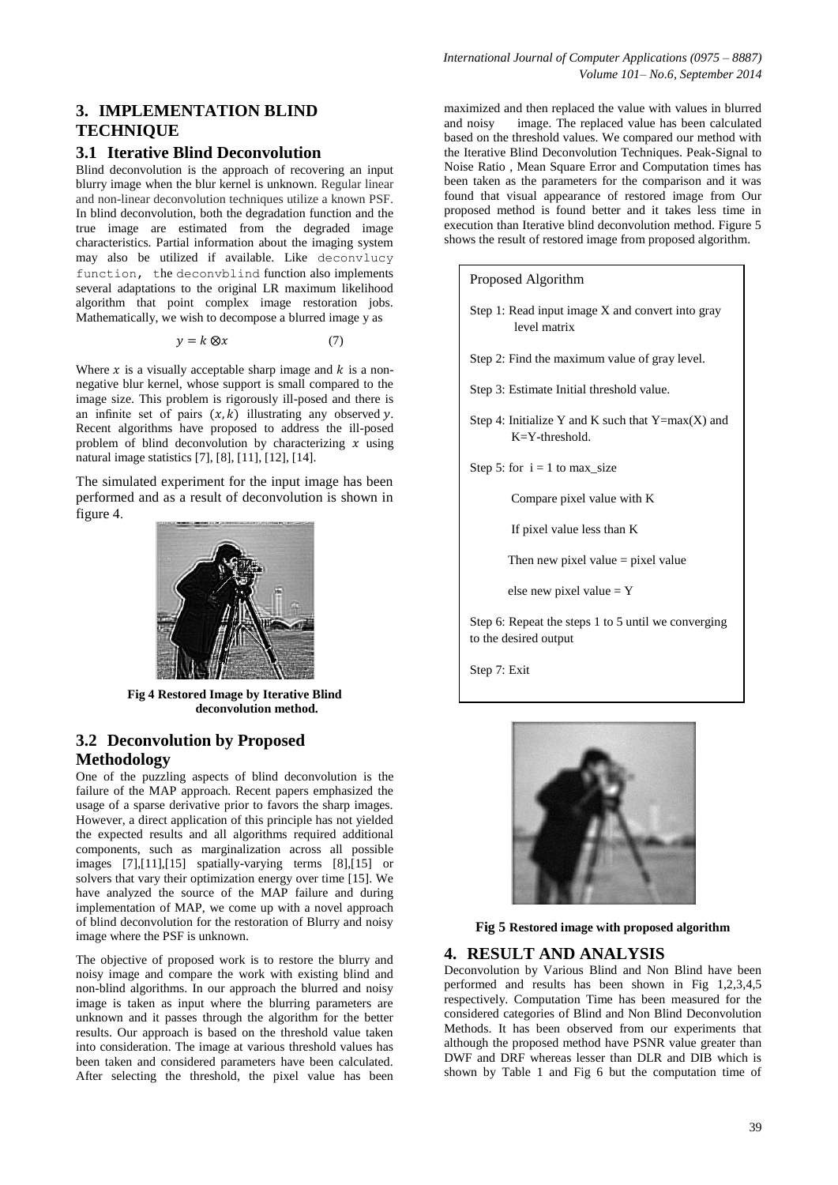## 3. IMPLEMENTATION BLIND TECHNIQUE

### 3.1 Iterative Blind Deconvolution

Blind deconvolution is the approach of recovering an input blurry image when the blur kernel is unknown. Regular linear and non-linear deconvolution techniques utilize a known PSF. In blind deconvolution, both the degradation function and the true image are estimated from the degraded image characteristics. Partial information about the imaging system may also be utilized if available. Like `deconvlucy function`, the `deconvblind` function also implements several adaptations to the original LR maximum likelihood algorithm that point complex image restoration jobs. Mathematically, we wish to decompose a blurred image y as

$$y = k \otimes x \qquad (7)$$

Where $x$ is a visually acceptable sharp image and $k$ is a non-negative blur kernel, whose support is small compared to the image size. This problem is rigorously ill-posed and there is an infinite set of pairs $(x, k)$ illustrating any observed $y$. Recent algorithms have proposed to address the ill-posed problem of blind deconvolution by characterizing $x$ using natural image statistics [7], [8], [11], [12], [14].

The simulated experiment for the input image has been performed and as a result of deconvolution is shown in figure 4.

**Fig 4 Restored Image by Iterative Blind deconvolution method.**

### 3.2 Deconvolution by Proposed Methodology

One of the puzzling aspects of blind deconvolution is the failure of the MAP approach. Recent papers emphasized the usage of a sparse derivative prior to favors the sharp images. However, a direct application of this principle has not yielded the expected results and all algorithms required additional components, such as marginalization across all possible images [7],[11],[15] spatially-varying terms [8],[15] or solvers that vary their optimization energy over time [15]. We have analyzed the source of the MAP failure and during implementation of MAP, we come up with a novel approach of blind deconvolution for the restoration of Blurry and noisy image where the PSF is unknown.

The objective of proposed work is to restore the blurry and noisy image and compare the work with existing blind and non-blind algorithms. In our approach the blurred and noisy image is taken as input where the blurring parameters are unknown and it passes through the algorithm for the better results. Our approach is based on the threshold value taken into consideration. The image at various threshold values has been taken and considered parameters have been calculated. After selecting the threshold, the pixel value has been maximized and then replaced the value with values in blurred and noisy image. The replaced value has been calculated based on the threshold values. We compared our method with the Iterative Blind Deconvolution Techniques. Peak-Signal to Noise Ratio , Mean Square Error and Computation times has been taken as the parameters for the comparison and it was found that visual appearance of restored image from Our proposed method is found better and it takes less time in execution than Iterative blind deconvolution method. Figure 5 shows the result of restored image from proposed algorithm.

```
Proposed Algorithm

Step 1: Read input image X and convert into gray
        level matrix

Step 2: Find the maximum value of gray level.

Step 3: Estimate Initial threshold value.

Step 4: Initialize Y and K such that Y=max(X) and
        K=Y-threshold.

Step 5: for  i = 1 to max_size

        Compare pixel value with K

        If pixel value less than K

        Then new pixel value = pixel value

        else new pixel value = Y

Step 6: Repeat the steps 1 to 5 until we converging
to the desired output

Step 7: Exit
```

**Fig 5 Restored image with proposed algorithm**

## 4. RESULT AND ANALYSIS

Deconvolution by Various Blind and Non Blind have been performed and results has been shown in Fig 1,2,3,4,5 respectively. Computation Time has been measured for the considered categories of Blind and Non Blind Deconvolution Methods. It has been observed from our experiments that although the proposed method have PSNR value greater than DWF and DRF whereas lesser than DLR and DIB which is shown by Table 1 and Fig 6 but the computation time of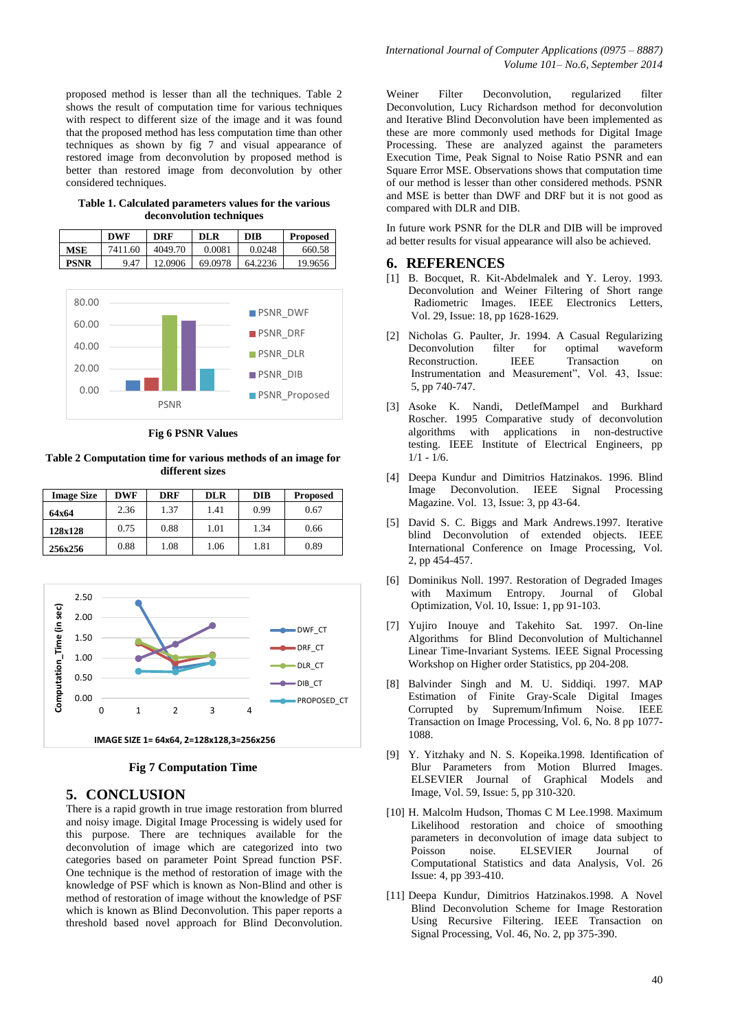proposed method is lesser than all the techniques. Table 2 shows the result of computation time for various techniques with respect to different size of the image and it was found that the proposed method has less computation time than other techniques as shown by fig 7 and visual appearance of restored image from deconvolution by proposed method is better than restored image from deconvolution by other considered techniques.

**Table 1. Calculated parameters values for the various deconvolution techniques**

| | DWF | DRF | DLR | DIB | Proposed |
|---|---|---|---|---|---|
| MSE | 7411.60 | 4049.70 | 0.0081 | 0.0248 | 660.58 |
| PSNR | 9.47 | 12.0906 | 69.0978 | 64.2236 | 19.9656 |

**Fig 6 PSNR Values**

**Table 2 Computation time for various methods of an image for different sizes**

| Image Size | DWF | DRF | DLR | DIB | Proposed |
|---|---|---|---|---|---|
| 64x64 | 2.36 | 1.37 | 1.41 | 0.99 | 0.67 |
| 128x128 | 0.75 | 0.88 | 1.01 | 1.34 | 0.66 |
| 256x256 | 0.88 | 1.08 | 1.06 | 1.81 | 0.89 |

**Fig 7 Computation Time**

## 5. CONCLUSION

There is a rapid growth in true image restoration from blurred and noisy image. Digital Image Processing is widely used for this purpose. There are techniques available for the deconvolution of image which are categorized into two categories based on parameter Point Spread function PSF. One technique is the method of restoration of image with the knowledge of PSF which is known as Non-Blind and other is method of restoration of image without the knowledge of PSF which is known as Blind Deconvolution. This paper reports a threshold based novel approach for Blind Deconvolution. Weiner Filter Deconvolution, regularized filter Deconvolution, Lucy Richardson method for deconvolution and Iterative Blind Deconvolution have been implemented as these are more commonly used methods for Digital Image Processing. These are analyzed against the parameters Execution Time, Peak Signal to Noise Ratio PSNR and ean Square Error MSE. Observations shows that computation time of our method is lesser than other considered methods. PSNR and MSE is better than DWF and DRF but it is not good as compared with DLR and DIB.

In future work PSNR for the DLR and DIB will be improved ad better results for visual appearance will also be achieved.

## 6. REFERENCES

[1] B. Bocquet, R. Kit-Abdelmalek and Y. Leroy. 1993. Deconvolution and Weiner Filtering of Short range Radiometric Images. IEEE Electronics Letters, Vol. 29, Issue: 18, pp 1628-1629.

[2] Nicholas G. Paulter, Jr. 1994. A Casual Regularizing Deconvolution filter for optimal waveform Reconstruction. IEEE Transaction on Instrumentation and Measurement", Vol. 43, Issue: 5, pp 740-747.

[3] Asoke K. Nandi, DetlefMampel and Burkhard Roscher. 1995 Comparative study of deconvolution algorithms with applications in non-destructive testing. IEEE Institute of Electrical Engineers, pp 1/1 - 1/6.

[4] Deepa Kundur and Dimitrios Hatzinakos. 1996. Blind Image Deconvolution. IEEE Signal Processing Magazine. Vol. 13, Issue: 3, pp 43-64.

[5] David S. C. Biggs and Mark Andrews.1997. Iterative blind Deconvolution of extended objects. IEEE International Conference on Image Processing, Vol. 2, pp 454-457.

[6] Dominikus Noll. 1997. Restoration of Degraded Images with Maximum Entropy. Journal of Global Optimization, Vol. 10, Issue: 1, pp 91-103.

[7] Yujiro Inouye and Takehito Sat. 1997. On-line Algorithms for Blind Deconvolution of Multichannel Linear Time-Invariant Systems. IEEE Signal Processing Workshop on Higher order Statistics, pp 204-208.

[8] Balvinder Singh and M. U. Siddiqi. 1997. MAP Estimation of Finite Gray-Scale Digital Images Corrupted by Supremum/Infimum Noise. IEEE Transaction on Image Processing, Vol. 6, No. 8 pp 1077-1088.

[9] Y. Yitzhaky and N. S. Kopeika.1998. Identification of Blur Parameters from Motion Blurred Images. ELSEVIER Journal of Graphical Models and Image, Vol. 59, Issue: 5, pp 310-320.

[10] H. Malcolm Hudson, Thomas C M Lee.1998. Maximum Likelihood restoration and choice of smoothing parameters in deconvolution of image data subject to Poisson noise. ELSEVIER Journal of Computational Statistics and data Analysis, Vol. 26 Issue: 4, pp 393-410.

[11] Deepa Kundur, Dimitrios Hatzinakos.1998. A Novel Blind Deconvolution Scheme for Image Restoration Using Recursive Filtering. IEEE Transaction on Signal Processing, Vol. 46, No. 2, pp 375-390.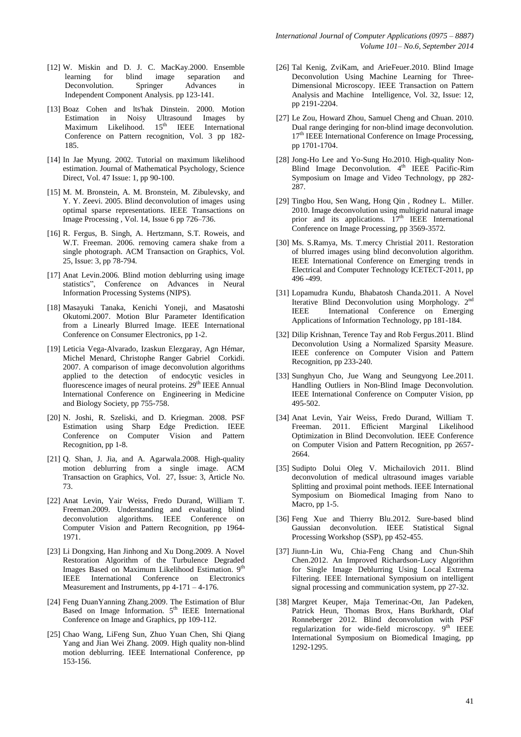[12] W. Miskin and D. J. C. MacKay.2000. Ensemble learning for blind image separation and Deconvolution. Springer Advances in Independent Component Analysis. pp 123-141.

[13] Boaz Cohen and lts'hak Dinstein. 2000. Motion Estimation in Noisy Ultrasound Images by Maximum Likelihood. 15th IEEE International Conference on Pattern recognition, Vol. 3 pp 182-185.

[14] In Jae Myung. 2002. Tutorial on maximum likelihood estimation. Journal of Mathematical Psychology, Science Direct, Vol. 47 Issue: 1, pp 90-100.

[15] M. M. Bronstein, A. M. Bronstein, M. Zibulevsky, and Y. Y. Zeevi. 2005. Blind deconvolution of images using optimal sparse representations. IEEE Transactions on Image Processing , Vol. 14, Issue 6 pp 726–736.

[16] R. Fergus, B. Singh, A. Hertzmann, S.T. Roweis, and W.T. Freeman. 2006. removing camera shake from a single photograph. ACM Transaction on Graphics, Vol. 25, Issue: 3, pp 78-794.

[17] Anat Levin.2006. Blind motion deblurring using image statistics", Conference on Advances in Neural Information Processing Systems (NIPS).

[18] Masayuki Tanaka, Kenichi Yoneji, and Masatoshi Okutomi.2007. Motion Blur Parameter Identification from a Linearly Blurred Image. IEEE International Conference on Consumer Electronics, pp 1-2.

[19] Leticia Vega-Alvarado, Izaskun Elezgaray, Agn Hémar, Michel Menard, Christophe Ranger Gabriel Corkidi. 2007. A comparison of image deconvolution algorithms applied to the detection of endocytic vesicles in fluorescence images of neural proteins. 29th IEEE Annual International Conference on Engineering in Medicine and Biology Society, pp 755-758.

[20] N. Joshi, R. Szeliski, and D. Kriegman. 2008. PSF Estimation using Sharp Edge Prediction. IEEE Conference on Computer Vision and Pattern Recognition, pp 1-8.

[21] Q. Shan, J. Jia, and A. Agarwala.2008. High-quality motion deblurring from a single image. ACM Transaction on Graphics, Vol. 27, Issue: 3, Article No. 73.

[22] Anat Levin, Yair Weiss, Fredo Durand, William T. Freeman.2009. Understanding and evaluating blind deconvolution algorithms. IEEE Conference on Computer Vision and Pattern Recognition, pp 1964-1971.

[23] Li Dongxing, Han Jinhong and Xu Dong.2009. A Novel Restoration Algorithm of the Turbulence Degraded Images Based on Maximum Likelihood Estimation. 9th IEEE International Conference on Electronics Measurement and Instruments, pp 4-171 – 4-176.

[24] Feng DuanYanning Zhang.2009. The Estimation of Blur Based on Image Information. 5th IEEE International Conference on Image and Graphics, pp 109-112.

[25] Chao Wang, LiFeng Sun, Zhuo Yuan Chen, Shi Qiang Yang and Jian Wei Zhang. 2009. High quality non-blind motion deblurring. IEEE International Conference, pp 153-156.

[26] Tal Kenig, ZviKam, and ArieFeuer.2010. Blind Image Deconvolution Using Machine Learning for Three-Dimensional Microscopy. IEEE Transaction on Pattern Analysis and Machine Intelligence, Vol. 32, Issue: 12, pp 2191-2204.

[27] Le Zou, Howard Zhou, Samuel Cheng and Chuan. 2010. Dual range deringing for non-blind image deconvolution. 17th IEEE International Conference on Image Processing, pp 1701-1704.

[28] Jong-Ho Lee and Yo-Sung Ho.2010. High-quality Non-Blind Image Deconvolution. 4th IEEE Pacific-Rim Symposium on Image and Video Technology, pp 282-287.

[29] Tingbo Hou, Sen Wang, Hong Qin , Rodney L. Miller. 2010. Image deconvolution using multigrid natural image prior and its applications. 17th IEEE International Conference on Image Processing, pp 3569-3572.

[30] Ms. S.Ramya, Ms. T.mercy Christial 2011. Restoration of blurred images using blind deconvolution algorithm. IEEE International Conference on Emerging trends in Electrical and Computer Technology ICETECT-2011, pp 496 -499.

[31] Lopamudra Kundu, Bhabatosh Chanda.2011. A Novel Iterative Blind Deconvolution using Morphology. 2nd IEEE International Conference on Emerging Applications of Information Technology, pp 181-184.

[32] Dilip Krishnan, Terence Tay and Rob Fergus.2011. Blind Deconvolution Using a Normalized Sparsity Measure. IEEE conference on Computer Vision and Pattern Recognition, pp 233-240.

[33] Sunghyun Cho, Jue Wang and Seungyong Lee.2011. Handling Outliers in Non-Blind Image Deconvolution. IEEE International Conference on Computer Vision, pp 495-502.

[34] Anat Levin, Yair Weiss, Fredo Durand, William T. Freeman. 2011. Efficient Marginal Likelihood Optimization in Blind Deconvolution. IEEE Conference on Computer Vision and Pattern Recognition, pp 2657-2664.

[35] Sudipto Dolui Oleg V. Michailovich 2011. Blind deconvolution of medical ultrasound images variable Splitting and proximal point methods. IEEE International Symposium on Biomedical Imaging from Nano to Macro, pp 1-5.

[36] Feng Xue and Thierry Blu.2012. Sure-based blind Gaussian deconvolution. IEEE Statistical Signal Processing Workshop (SSP), pp 452-455.

[37] Jiunn-Lin Wu, Chia-Feng Chang and Chun-Shih Chen.2012. An Improved Richardson-Lucy Algorithm for Single Image Deblurring Using Local Extrema Filtering. IEEE International Symposium on intelligent signal processing and communication system, pp 27-32.

[38] Margret Keuper, Maja Temerinac-Ott, Jan Padeken, Patrick Heun, Thomas Brox, Hans Burkhardt, Olaf Ronneberger 2012. Blind deconvolution with PSF regularization for wide-field microscopy. 9th IEEE International Symposium on Biomedical Imaging, pp 1292-1295.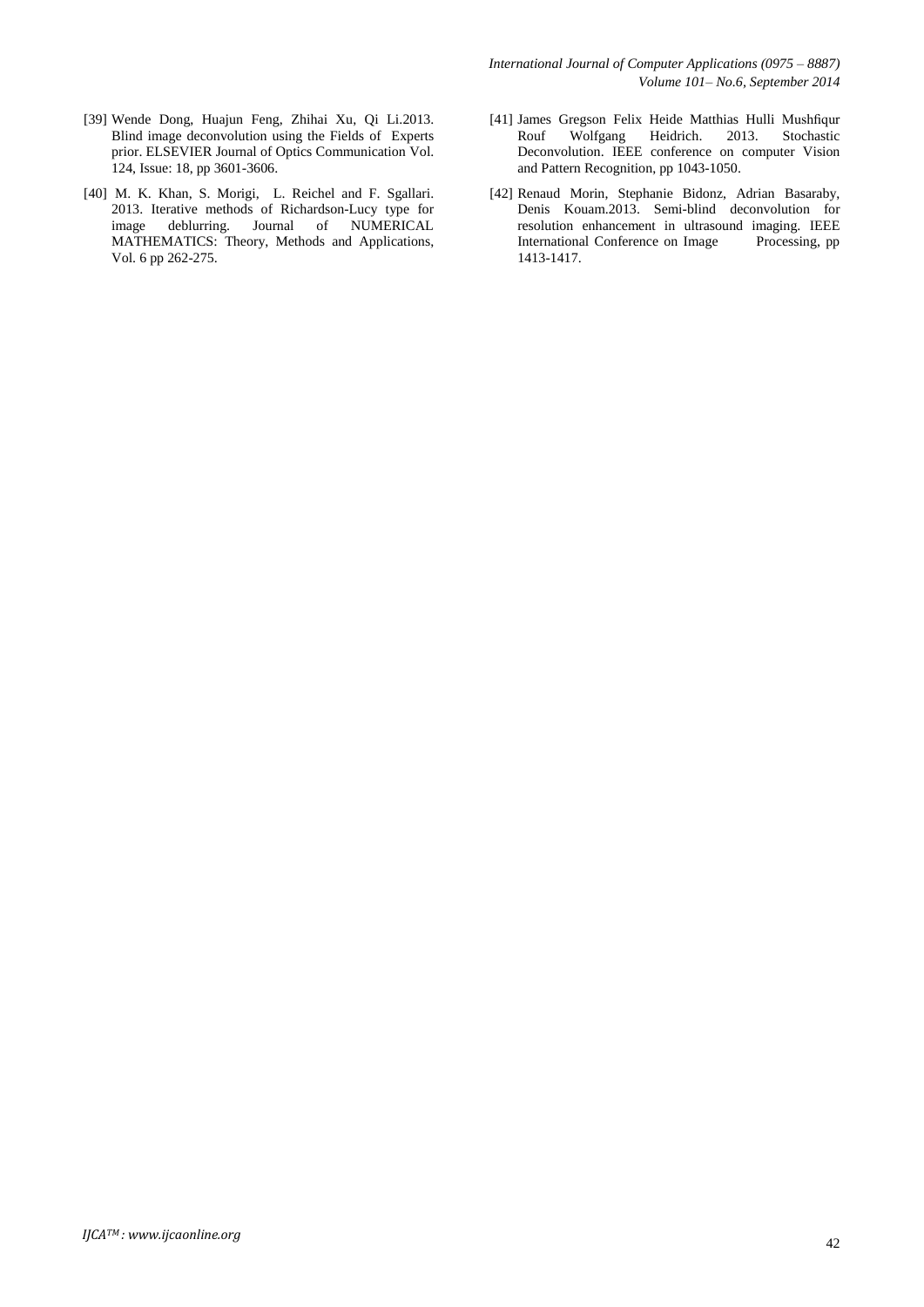[39] Wende Dong, Huajun Feng, Zhihai Xu, Qi Li.2013. Blind image deconvolution using the Fields of Experts prior. ELSEVIER Journal of Optics Communication Vol. 124, Issue: 18, pp 3601-3606.

[40] M. K. Khan, S. Morigi, L. Reichel and F. Sgallari. 2013. Iterative methods of Richardson-Lucy type for image deblurring. Journal of NUMERICAL MATHEMATICS: Theory, Methods and Applications, Vol. 6 pp 262-275.

[41] James Gregson Felix Heide Matthias Hulli Mushfiqur Rouf Wolfgang Heidrich. 2013. Stochastic Deconvolution. IEEE conference on computer Vision and Pattern Recognition, pp 1043-1050.

[42] Renaud Morin, Stephanie Bidonz, Adrian Basaraby, Denis Kouam.2013. Semi-blind deconvolution for resolution enhancement in ultrasound imaging. IEEE International Conference on Image Processing, pp 1413-1417.